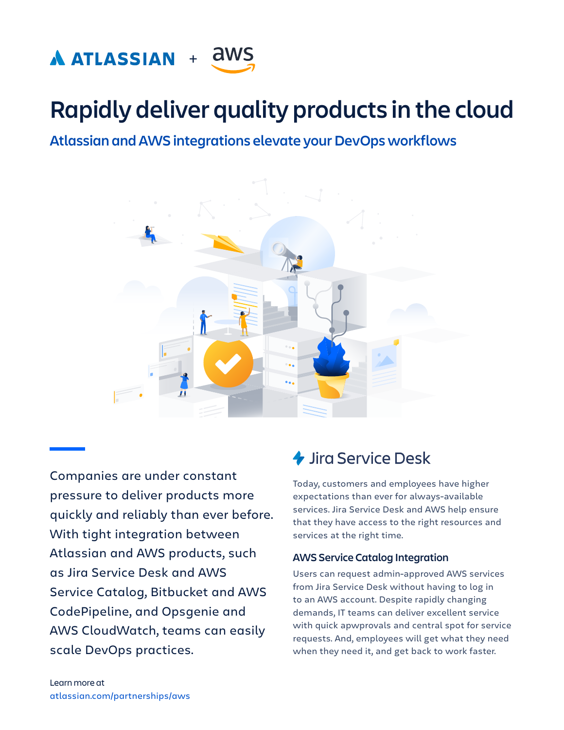ATLASSIAN + aws

# Rapidly deliver quality products in the cloud

## Atlassian and AWS integrations elevate your DevOps workflows

Companies are under constant pressure to deliver products more quickly and reliably than ever before. With tight integration between Atlassian and AWS products, such as Jira Service Desk and AWS Service Catalog, Bitbucket and AWS CodePipeline, and Opsgenie and AWS CloudWatch, teams can easily scale DevOps practices.

Learn more at
atlassian.com/partnerships/aws

## Jira Service Desk

Today, customers and employees have higher expectations than ever for always-available services. Jira Service Desk and AWS help ensure that they have access to the right resources and services at the right time.

### AWS Service Catalog Integration

Users can request admin-approved AWS services from Jira Service Desk without having to log in to an AWS account. Despite rapidly changing demands, IT teams can deliver excellent service with quick apwprovals and central spot for service requests. And, employees will get what they need when they need it, and get back to work faster.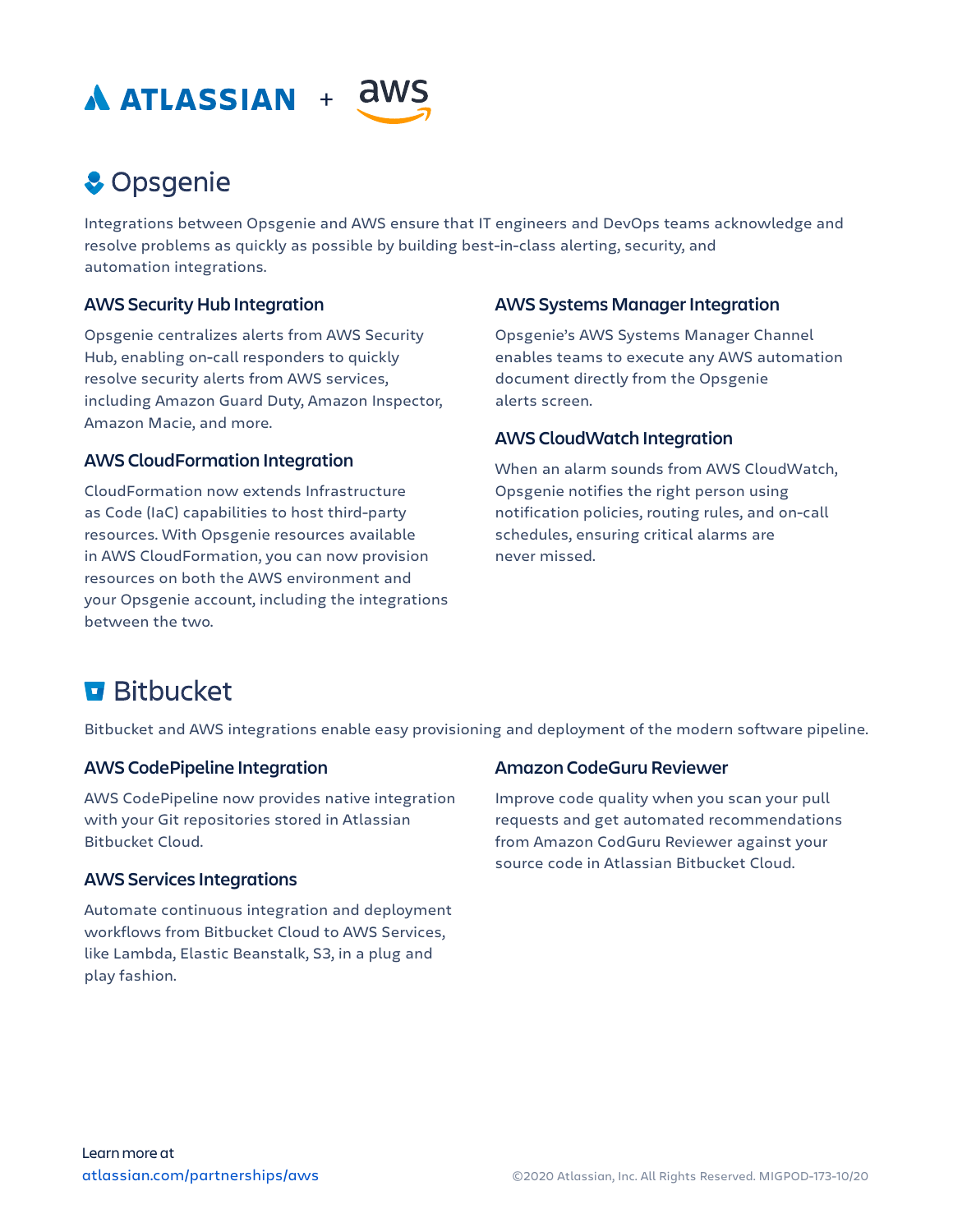ATLASSIAN + aws

# Opsgenie

Integrations between Opsgenie and AWS ensure that IT engineers and DevOps teams acknowledge and resolve problems as quickly as possible by building best-in-class alerting, security, and automation integrations.

### AWS Security Hub Integration

Opsgenie centralizes alerts from AWS Security Hub, enabling on-call responders to quickly resolve security alerts from AWS services, including Amazon Guard Duty, Amazon Inspector, Amazon Macie, and more.

### AWS CloudFormation Integration

CloudFormation now extends Infrastructure as Code (IaC) capabilities to host third-party resources. With Opsgenie resources available in AWS CloudFormation, you can now provision resources on both the AWS environment and your Opsgenie account, including the integrations between the two.

### AWS Systems Manager Integration

Opsgenie's AWS Systems Manager Channel enables teams to execute any AWS automation document directly from the Opsgenie alerts screen.

### AWS CloudWatch Integration

When an alarm sounds from AWS CloudWatch, Opsgenie notifies the right person using notification policies, routing rules, and on-call schedules, ensuring critical alarms are never missed.

# Bitbucket

Bitbucket and AWS integrations enable easy provisioning and deployment of the modern software pipeline.

### AWS CodePipeline Integration

AWS CodePipeline now provides native integration with your Git repositories stored in Atlassian Bitbucket Cloud.

### AWS Services Integrations

Automate continuous integration and deployment workflows from Bitbucket Cloud to AWS Services, like Lambda, Elastic Beanstalk, S3, in a plug and play fashion.

### Amazon CodeGuru Reviewer

Improve code quality when you scan your pull requests and get automated recommendations from Amazon CodGuru Reviewer against your source code in Atlassian Bitbucket Cloud.

Learn more at
atlassian.com/partnerships/aws

©2020 Atlassian, Inc. All Rights Reserved. MIGPOD-173-10/20